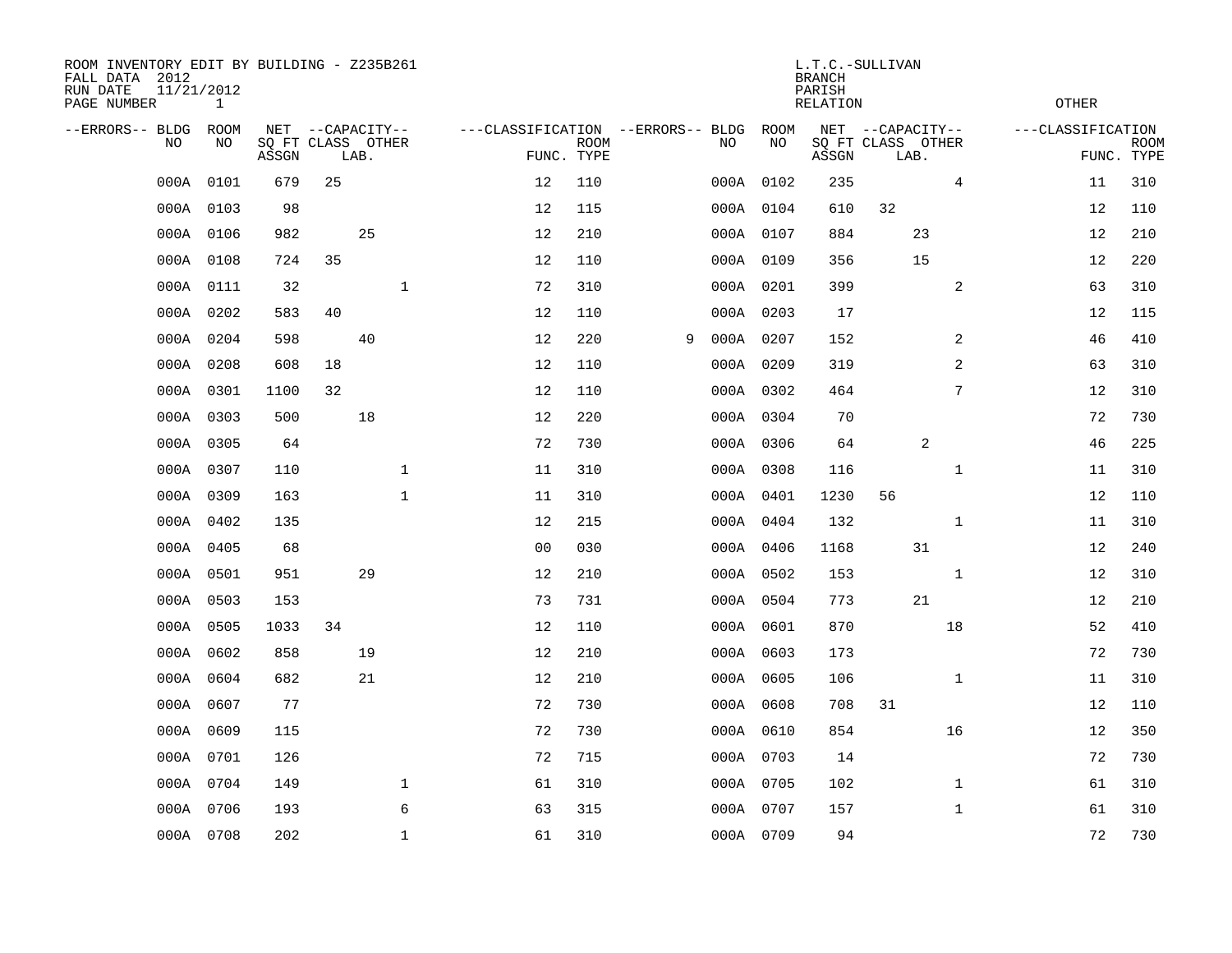ROOM INVENTORY EDIT BY BUILDING - Z235B261
FALL DATA 2012
RUN DATE 11/21/2012
PAGE NUMBER 1

L.T.C.-SULLIVAN
BRANCH
PARISH
RELATION

OTHER

| --ERRORS-- | BLDG NO | ROOM NO | NET SQ FT ASSGN | --CAPACITY-- CLASS | LAB. | OTHER | ---CLASSIFICATION FUNC. | ROOM TYPE | --ERRORS-- | BLDG NO | ROOM NO | NET SQ FT ASSGN | --CAPACITY-- CLASS | LAB. | OTHER | ---CLASSIFICATION FUNC. | ROOM TYPE |
|---|---|---|---|---|---|---|---|---|---|---|---|---|---|---|---|---|---|
| | 000A | 0101 | 679 | 25 | | | 12 | 110 | | 000A | 0102 | 235 | | | 4 | 11 | 310 |
| | 000A | 0103 | 98 | | | | 12 | 115 | | 000A | 0104 | 610 | 32 | | | 12 | 110 |
| | 000A | 0106 | 982 | | 25 | | 12 | 210 | | 000A | 0107 | 884 | | 23 | | 12 | 210 |
| | 000A | 0108 | 724 | 35 | | | 12 | 110 | | 000A | 0109 | 356 | | 15 | | 12 | 220 |
| | 000A | 0111 | 32 | | | 1 | 72 | 310 | | 000A | 0201 | 399 | | | 2 | 63 | 310 |
| | 000A | 0202 | 583 | 40 | | | 12 | 110 | | 000A | 0203 | 17 | | | | 12 | 115 |
| | 000A | 0204 | 598 | | 40 | | 12 | 220 | 9 | 000A | 0207 | 152 | | | 2 | 46 | 410 |
| | 000A | 0208 | 608 | 18 | | | 12 | 110 | | 000A | 0209 | 319 | | | 2 | 63 | 310 |
| | 000A | 0301 | 1100 | 32 | | | 12 | 110 | | 000A | 0302 | 464 | | | 7 | 12 | 310 |
| | 000A | 0303 | 500 | | 18 | | 12 | 220 | | 000A | 0304 | 70 | | | | 72 | 730 |
| | 000A | 0305 | 64 | | | | 72 | 730 | | 000A | 0306 | 64 | | 2 | | 46 | 225 |
| | 000A | 0307 | 110 | | | 1 | 11 | 310 | | 000A | 0308 | 116 | | | 1 | 11 | 310 |
| | 000A | 0309 | 163 | | | 1 | 11 | 310 | | 000A | 0401 | 1230 | 56 | | | 12 | 110 |
| | 000A | 0402 | 135 | | | | 12 | 215 | | 000A | 0404 | 132 | | | 1 | 11 | 310 |
| | 000A | 0405 | 68 | | | | 00 | 030 | | 000A | 0406 | 1168 | | 31 | | 12 | 240 |
| | 000A | 0501 | 951 | | 29 | | 12 | 210 | | 000A | 0502 | 153 | | | 1 | 12 | 310 |
| | 000A | 0503 | 153 | | | | 73 | 731 | | 000A | 0504 | 773 | | 21 | | 12 | 210 |
| | 000A | 0505 | 1033 | 34 | | | 12 | 110 | | 000A | 0601 | 870 | | | 18 | 52 | 410 |
| | 000A | 0602 | 858 | | 19 | | 12 | 210 | | 000A | 0603 | 173 | | | | 72 | 730 |
| | 000A | 0604 | 682 | | 21 | | 12 | 210 | | 000A | 0605 | 106 | | | 1 | 11 | 310 |
| | 000A | 0607 | 77 | | | | 72 | 730 | | 000A | 0608 | 708 | 31 | | | 12 | 110 |
| | 000A | 0609 | 115 | | | | 72 | 730 | | 000A | 0610 | 854 | | | 16 | 12 | 350 |
| | 000A | 0701 | 126 | | | | 72 | 715 | | 000A | 0703 | 14 | | | | 72 | 730 |
| | 000A | 0704 | 149 | | | 1 | 61 | 310 | | 000A | 0705 | 102 | | | 1 | 61 | 310 |
| | 000A | 0706 | 193 | | | 6 | 63 | 315 | | 000A | 0707 | 157 | | | 1 | 61 | 310 |
| | 000A | 0708 | 202 | | | 1 | 61 | 310 | | 000A | 0709 | 94 | | | | 72 | 730 |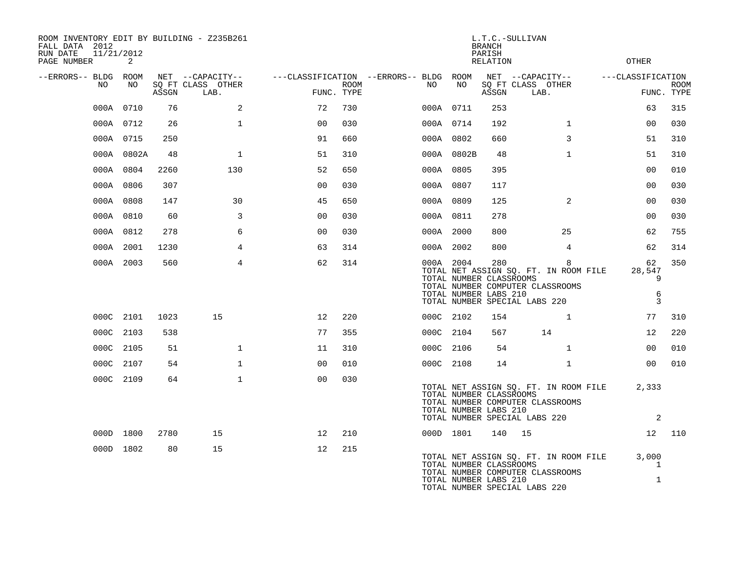ROOM INVENTORY EDIT BY BUILDING - Z235B261
FALL DATA 2012
RUN DATE 11/21/2012
PAGE NUMBER 2

L.T.C.-SULLIVAN
BRANCH
PARISH
RELATION
OTHER

| --ERRORS-- | BLDG NO | ROOM NO | NET SQ FT ASSGN | CAPACITY CLASS LAB. | CAPACITY OTHER | CLASSIFICATION FUNC. | ROOM TYPE | --ERRORS-- | BLDG NO | ROOM NO | NET SQ FT ASSGN | CAPACITY CLASS LAB. | CAPACITY OTHER | CLASSIFICATION FUNC. | ROOM TYPE |
|---|---|---|---|---|---|---|---|---|---|---|---|---|---|---|---|
| | 000A | 0710 | 76 | | 2 | 72 | 730 | | 000A | 0711 | 253 | | | 63 | 315 |
| | 000A | 0712 | 26 | | 1 | 00 | 030 | | 000A | 0714 | 192 | | 1 | 00 | 030 |
| | 000A | 0715 | 250 | | | 91 | 660 | | 000A | 0802 | 660 | | 3 | 51 | 310 |
| | 000A | 0802A | 48 | | 1 | 51 | 310 | | 000A | 0802B | 48 | | 1 | 51 | 310 |
| | 000A | 0804 | 2260 | | 130 | 52 | 650 | | 000A | 0805 | 395 | | | 00 | 010 |
| | 000A | 0806 | 307 | | | 00 | 030 | | 000A | 0807 | 117 | | | 00 | 030 |
| | 000A | 0808 | 147 | | 30 | 45 | 650 | | 000A | 0809 | 125 | | 2 | 00 | 030 |
| | 000A | 0810 | 60 | | 3 | 00 | 030 | | 000A | 0811 | 278 | | | 00 | 030 |
| | 000A | 0812 | 278 | | 6 | 00 | 030 | | 000A | 2000 | 800 | | 25 | 62 | 755 |
| | 000A | 2001 | 1230 | | 4 | 63 | 314 | | 000A | 2002 | 800 | | 4 | 62 | 314 |
| | 000A | 2003 | 560 | | 4 | 62 | 314 | | 000A | 2004 | 280 | | 8 | 62 | 350 |

TOTAL NET ASSIGN SQ. FT. IN ROOM FILE 28,547
TOTAL NUMBER CLASSROOMS 9
TOTAL NUMBER COMPUTER CLASSROOMS
TOTAL NUMBER LABS 210 6
TOTAL NUMBER SPECIAL LABS 220 3

| --ERRORS-- | BLDG NO | ROOM NO | NET SQ FT ASSGN | CAPACITY CLASS LAB. | CAPACITY OTHER | CLASSIFICATION FUNC. | ROOM TYPE | --ERRORS-- | BLDG NO | ROOM NO | NET SQ FT ASSGN | CAPACITY CLASS LAB. | CAPACITY OTHER | CLASSIFICATION FUNC. | ROOM TYPE |
|---|---|---|---|---|---|---|---|---|---|---|---|---|---|---|---|
| | 000C | 2101 | 1023 | 15 | | 12 | 220 | | 000C | 2102 | 154 | | 1 | 77 | 310 |
| | 000C | 2103 | 538 | | | 77 | 355 | | 000C | 2104 | 567 | 14 | | 12 | 220 |
| | 000C | 2105 | 51 | | 1 | 11 | 310 | | 000C | 2106 | 54 | | 1 | 00 | 010 |
| | 000C | 2107 | 54 | | 1 | 00 | 010 | | 000C | 2108 | 14 | | 1 | 00 | 010 |
| | 000C | 2109 | 64 | | 1 | 00 | 030 | | | | | | | | |

TOTAL NET ASSIGN SQ. FT. IN ROOM FILE 2,333
TOTAL NUMBER CLASSROOMS
TOTAL NUMBER COMPUTER CLASSROOMS
TOTAL NUMBER LABS 210
TOTAL NUMBER SPECIAL LABS 220 2

| --ERRORS-- | BLDG NO | ROOM NO | NET SQ FT ASSGN | CAPACITY CLASS LAB. | CAPACITY OTHER | CLASSIFICATION FUNC. | ROOM TYPE | --ERRORS-- | BLDG NO | ROOM NO | NET SQ FT ASSGN | CAPACITY CLASS LAB. | CAPACITY OTHER | CLASSIFICATION FUNC. | ROOM TYPE |
|---|---|---|---|---|---|---|---|---|---|---|---|---|---|---|---|
| | 000D | 1800 | 2780 | 15 | | 12 | 210 | | 000D | 1801 | 140 | 15 | | 12 | 110 |
| | 000D | 1802 | 80 | 15 | | 12 | 215 | | | | | | | | |

TOTAL NET ASSIGN SQ. FT. IN ROOM FILE 3,000
TOTAL NUMBER CLASSROOMS 1
TOTAL NUMBER COMPUTER CLASSROOMS
TOTAL NUMBER LABS 210 1
TOTAL NUMBER SPECIAL LABS 220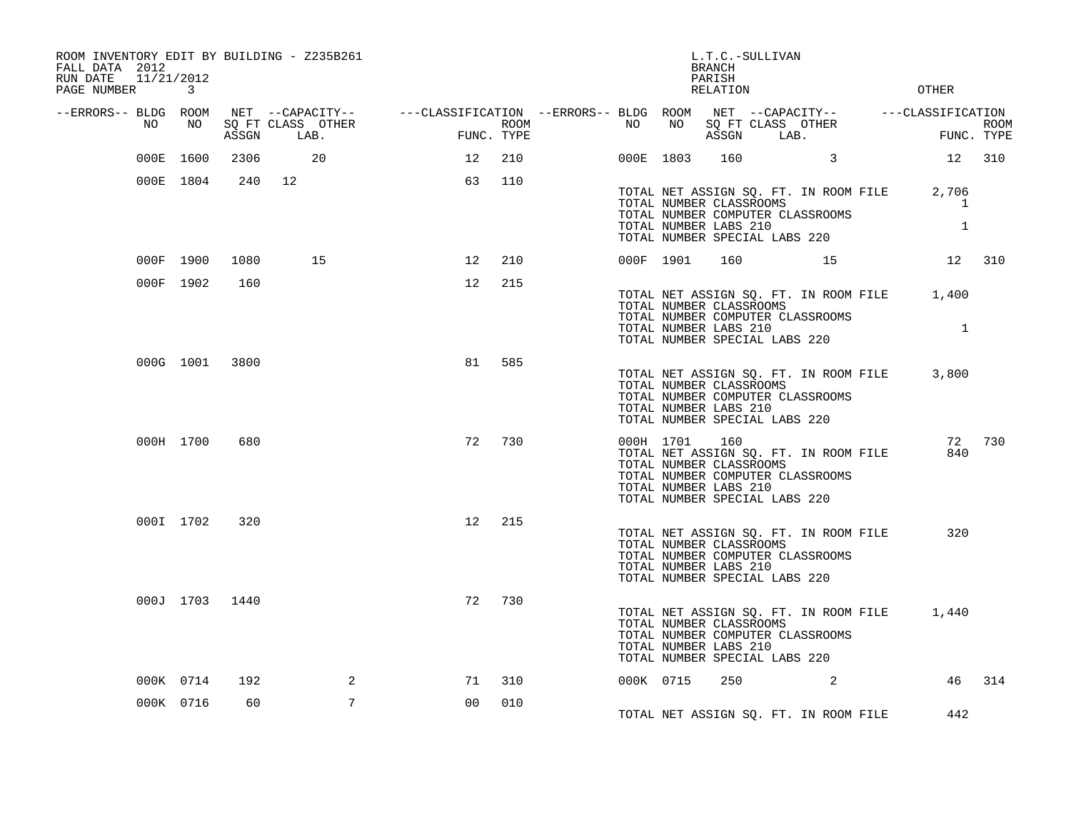ROOM INVENTORY EDIT BY BUILDING - Z235B261
FALL DATA 2012
RUN DATE 11/21/2012
PAGE NUMBER 3

L.T.C.-SULLIVAN
BRANCH
PARISH
RELATION
OTHER

| --ERRORS-- | BLDG NO | ROOM NO | NET SQ FT ASSGN | --CAPACITY-- CLASS LAB. | OTHER | ---CLASSIFICATION FUNC. | ROOM TYPE | --ERRORS-- | BLDG NO | ROOM NO | NET SQ FT ASSGN | --CAPACITY-- CLASS LAB. | OTHER | ---CLASSIFICATION FUNC. | ROOM TYPE |
|---|---|---|---|---|---|---|---|---|---|---|---|---|---|---|---|
| | 000E | 1600 | 2306 | 20 | | 12 | 210 | | 000E | 1803 | 160 | | 3 | 12 | 310 |
| | 000E | 1804 | 240 | 12 | | 63 | 110 | | | | | | | | |
| | 000F | 1900 | 1080 | 15 | | 12 | 210 | | 000F | 1901 | 160 | | 15 | 12 | 310 |
| | 000F | 1902 | 160 | | | 12 | 215 | | | | | | | | |
| | 000G | 1001 | 3800 | | | 81 | 585 | | | | | | | | |
| | 000H | 1700 | 680 | | | 72 | 730 | | 000H | 1701 | 160 | | | 72 | 730 |
| | 000I | 1702 | 320 | | | 12 | 215 | | | | | | | | |
| | 000J | 1703 | 1440 | | | 72 | 730 | | | | | | | | |
| | 000K | 0714 | 192 | | 2 | 71 | 310 | | 000K | 0715 | 250 | | 2 | 46 | 314 |
| | 000K | 0716 | 60 | | 7 | 00 | 010 | | | | | | | | |

Building 000E totals:

| | |
|---|---|
| TOTAL NET ASSIGN SQ. FT. IN ROOM FILE | 2,706 |
| TOTAL NUMBER CLASSROOMS | 1 |
| TOTAL NUMBER COMPUTER CLASSROOMS | |
| TOTAL NUMBER LABS 210 | 1 |
| TOTAL NUMBER SPECIAL LABS 220 | |

Building 000F totals:

| | |
|---|---|
| TOTAL NET ASSIGN SQ. FT. IN ROOM FILE | 1,400 |
| TOTAL NUMBER CLASSROOMS | |
| TOTAL NUMBER COMPUTER CLASSROOMS | |
| TOTAL NUMBER LABS 210 | 1 |
| TOTAL NUMBER SPECIAL LABS 220 | |

Building 000G totals:

| | |
|---|---|
| TOTAL NET ASSIGN SQ. FT. IN ROOM FILE | 3,800 |
| TOTAL NUMBER CLASSROOMS | |
| TOTAL NUMBER COMPUTER CLASSROOMS | |
| TOTAL NUMBER LABS 210 | |
| TOTAL NUMBER SPECIAL LABS 220 | |

Building 000H totals:

| | |
|---|---|
| TOTAL NET ASSIGN SQ. FT. IN ROOM FILE | 840 |
| TOTAL NUMBER CLASSROOMS | |
| TOTAL NUMBER COMPUTER CLASSROOMS | |
| TOTAL NUMBER LABS 210 | |
| TOTAL NUMBER SPECIAL LABS 220 | |

Building 000I totals:

| | |
|---|---|
| TOTAL NET ASSIGN SQ. FT. IN ROOM FILE | 320 |
| TOTAL NUMBER CLASSROOMS | |
| TOTAL NUMBER COMPUTER CLASSROOMS | |
| TOTAL NUMBER LABS 210 | |
| TOTAL NUMBER SPECIAL LABS 220 | |

Building 000J totals:

| | |
|---|---|
| TOTAL NET ASSIGN SQ. FT. IN ROOM FILE | 1,440 |
| TOTAL NUMBER CLASSROOMS | |
| TOTAL NUMBER COMPUTER CLASSROOMS | |
| TOTAL NUMBER LABS 210 | |
| TOTAL NUMBER SPECIAL LABS 220 | |

Building 000K totals:

| | |
|---|---|
| TOTAL NET ASSIGN SQ. FT. IN ROOM FILE | 442 |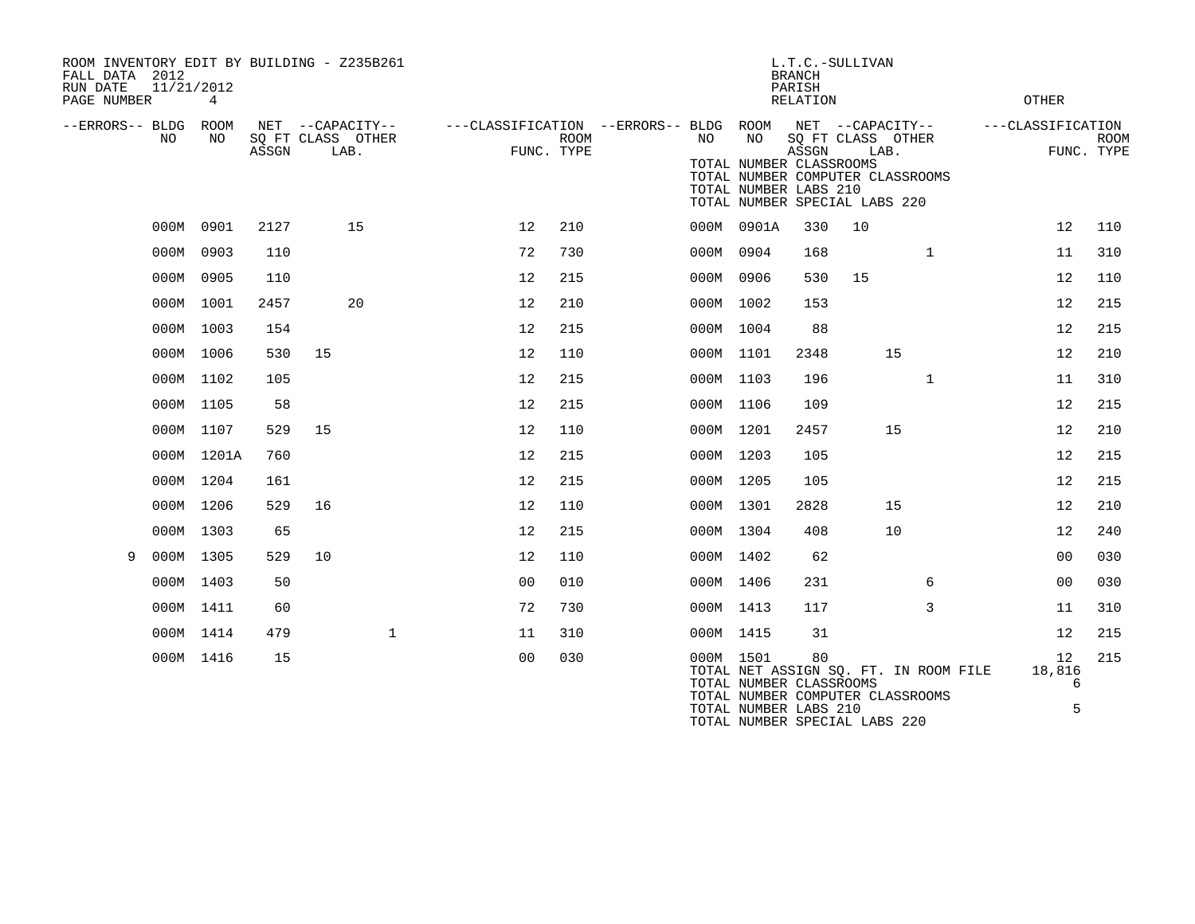ROOM INVENTORY EDIT BY BUILDING - Z235B261
FALL DATA 2012
RUN DATE 11/21/2012
PAGE NUMBER 4

L.T.C.-SULLIVAN
BRANCH
PARISH
RELATION
OTHER

| --ERRORS-- | BLDG NO | ROOM NO | NET SQ FT ASSGN | CAPACITY CLASS | CAPACITY LAB. | CAPACITY OTHER | CLASSIFICATION FUNC. | ROOM TYPE | --ERRORS-- | BLDG NO | ROOM NO | NET SQ FT ASSGN | CAPACITY CLASS | CAPACITY LAB. | CAPACITY OTHER | CLASSIFICATION FUNC. | ROOM TYPE |
|---|---|---|---|---|---|---|---|---|---|---|---|---|---|---|---|---|---|
| | 000M | 0901 | 2127 | | 15 | | 12 | 210 | | 000M | 0901A | 330 | 10 | | | 12 | 110 |
| | 000M | 0903 | 110 | | | | 72 | 730 | | 000M | 0904 | 168 | | | 1 | 11 | 310 |
| | 000M | 0905 | 110 | | | | 12 | 215 | | 000M | 0906 | 530 | 15 | | | 12 | 110 |
| | 000M | 1001 | 2457 | | 20 | | 12 | 210 | | 000M | 1002 | 153 | | | | 12 | 215 |
| | 000M | 1003 | 154 | | | | 12 | 215 | | 000M | 1004 | 88 | | | | 12 | 215 |
| | 000M | 1006 | 530 | 15 | | | 12 | 110 | | 000M | 1101 | 2348 | | 15 | | 12 | 210 |
| | 000M | 1102 | 105 | | | | 12 | 215 | | 000M | 1103 | 196 | | | 1 | 11 | 310 |
| | 000M | 1105 | 58 | | | | 12 | 215 | | 000M | 1106 | 109 | | | | 12 | 215 |
| | 000M | 1107 | 529 | 15 | | | 12 | 110 | | 000M | 1201 | 2457 | | 15 | | 12 | 210 |
| | 000M | 1201A | 760 | | | | 12 | 215 | | 000M | 1203 | 105 | | | | 12 | 215 |
| | 000M | 1204 | 161 | | | | 12 | 215 | | 000M | 1205 | 105 | | | | 12 | 215 |
| | 000M | 1206 | 529 | 16 | | | 12 | 110 | | 000M | 1301 | 2828 | | 15 | | 12 | 210 |
| | 000M | 1303 | 65 | | | | 12 | 215 | | 000M | 1304 | 408 | | 10 | | 12 | 240 |
| 9 | 000M | 1305 | 529 | 10 | | | 12 | 110 | | 000M | 1402 | 62 | | | | 00 | 030 |
| | 000M | 1403 | 50 | | | | 00 | 010 | | 000M | 1406 | 231 | | | 6 | 00 | 030 |
| | 000M | 1411 | 60 | | | | 72 | 730 | | 000M | 1413 | 117 | | | 3 | 11 | 310 |
| | 000M | 1414 | 479 | | | 1 | 11 | 310 | | 000M | 1415 | 31 | | | | 12 | 215 |
| | 000M | 1416 | 15 | | | | 00 | 030 | | 000M | 1501 | 80 | | | | 12 | 215 |

TOTAL NET ASSIGN SQ. FT. IN ROOM FILE 18,816
TOTAL NUMBER CLASSROOMS 6
TOTAL NUMBER COMPUTER CLASSROOMS
TOTAL NUMBER LABS 210 5
TOTAL NUMBER SPECIAL LABS 220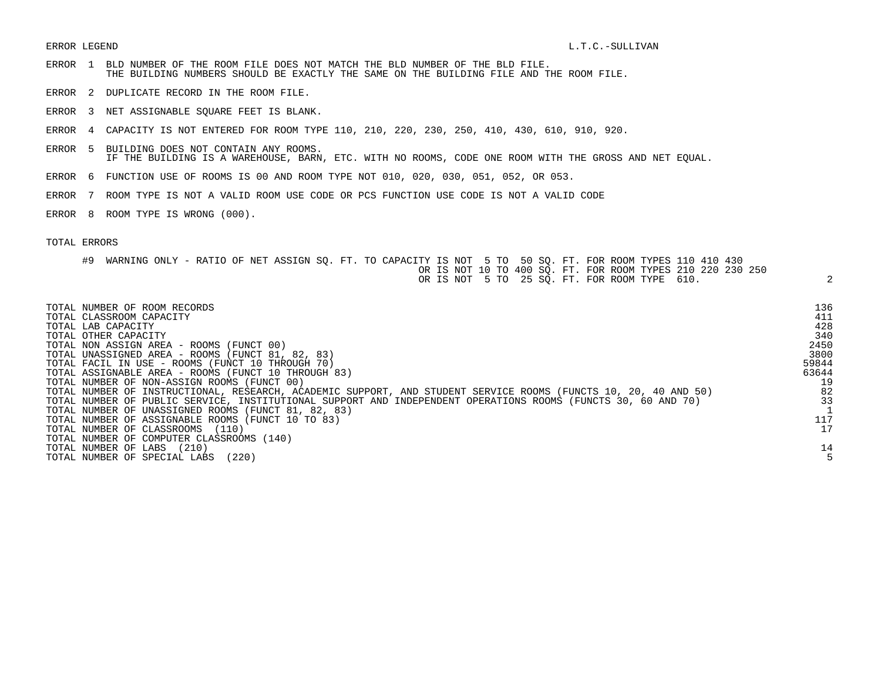ERROR LEGEND L.T.C.-SULLIVAN

ERROR 1 BLD NUMBER OF THE ROOM FILE DOES NOT MATCH THE BLD NUMBER OF THE BLD FILE.
THE BUILDING NUMBERS SHOULD BE EXACTLY THE SAME ON THE BUILDING FILE AND THE ROOM FILE.

ERROR 2 DUPLICATE RECORD IN THE ROOM FILE.

ERROR 3 NET ASSIGNABLE SQUARE FEET IS BLANK.

ERROR 4 CAPACITY IS NOT ENTERED FOR ROOM TYPE 110, 210, 220, 230, 250, 410, 430, 610, 910, 920.

ERROR 5 BUILDING DOES NOT CONTAIN ANY ROOMS.
IF THE BUILDING IS A WAREHOUSE, BARN, ETC. WITH NO ROOMS, CODE ONE ROOM WITH THE GROSS AND NET EQUAL.

ERROR 6 FUNCTION USE OF ROOMS IS 00 AND ROOM TYPE NOT 010, 020, 030, 051, 052, OR 053.

ERROR 7 ROOM TYPE IS NOT A VALID ROOM USE CODE OR PCS FUNCTION USE CODE IS NOT A VALID CODE

ERROR 8 ROOM TYPE IS WRONG (000).

TOTAL ERRORS

#9 WARNING ONLY - RATIO OF NET ASSIGN SQ. FT. TO CAPACITY IS NOT 5 TO 50 SQ. FT. FOR ROOM TYPES 110 410 430
OR IS NOT 10 TO 400 SQ. FT. FOR ROOM TYPES 210 220 230 250
OR IS NOT 5 TO 25 SQ. FT. FOR ROOM TYPE 610. 2

| | |
|---|---|
| TOTAL NUMBER OF ROOM RECORDS | 136 |
| TOTAL CLASSROOM CAPACITY | 411 |
| TOTAL LAB CAPACITY | 428 |
| TOTAL OTHER CAPACITY | 340 |
| TOTAL NON ASSIGN AREA - ROOMS (FUNCT 00) | 2450 |
| TOTAL UNASSIGNED AREA - ROOMS (FUNCT 81, 82, 83) | 3800 |
| TOTAL FACIL IN USE - ROOMS (FUNCT 10 THROUGH 70) | 59844 |
| TOTAL ASSIGNABLE AREA - ROOMS (FUNCT 10 THROUGH 83) | 63644 |
| TOTAL NUMBER OF NON-ASSIGN ROOMS (FUNCT 00) | 19 |
| TOTAL NUMBER OF INSTRUCTIONAL, RESEARCH, ACADEMIC SUPPORT, AND STUDENT SERVICE ROOMS (FUNCTS 10, 20, 40 AND 50) | 82 |
| TOTAL NUMBER OF PUBLIC SERVICE, INSTITUTIONAL SUPPORT AND INDEPENDENT OPERATIONS ROOMS (FUNCTS 30, 60 AND 70) | 33 |
| TOTAL NUMBER OF UNASSIGNED ROOMS (FUNCT 81, 82, 83) | 1 |
| TOTAL NUMBER OF ASSIGNABLE ROOMS (FUNCT 10 TO 83) | 117 |
| TOTAL NUMBER OF CLASSROOMS (110) | 17 |
| TOTAL NUMBER OF COMPUTER CLASSROOMS (140) | |
| TOTAL NUMBER OF LABS (210) | 14 |
| TOTAL NUMBER OF SPECIAL LABS (220) | 5 |